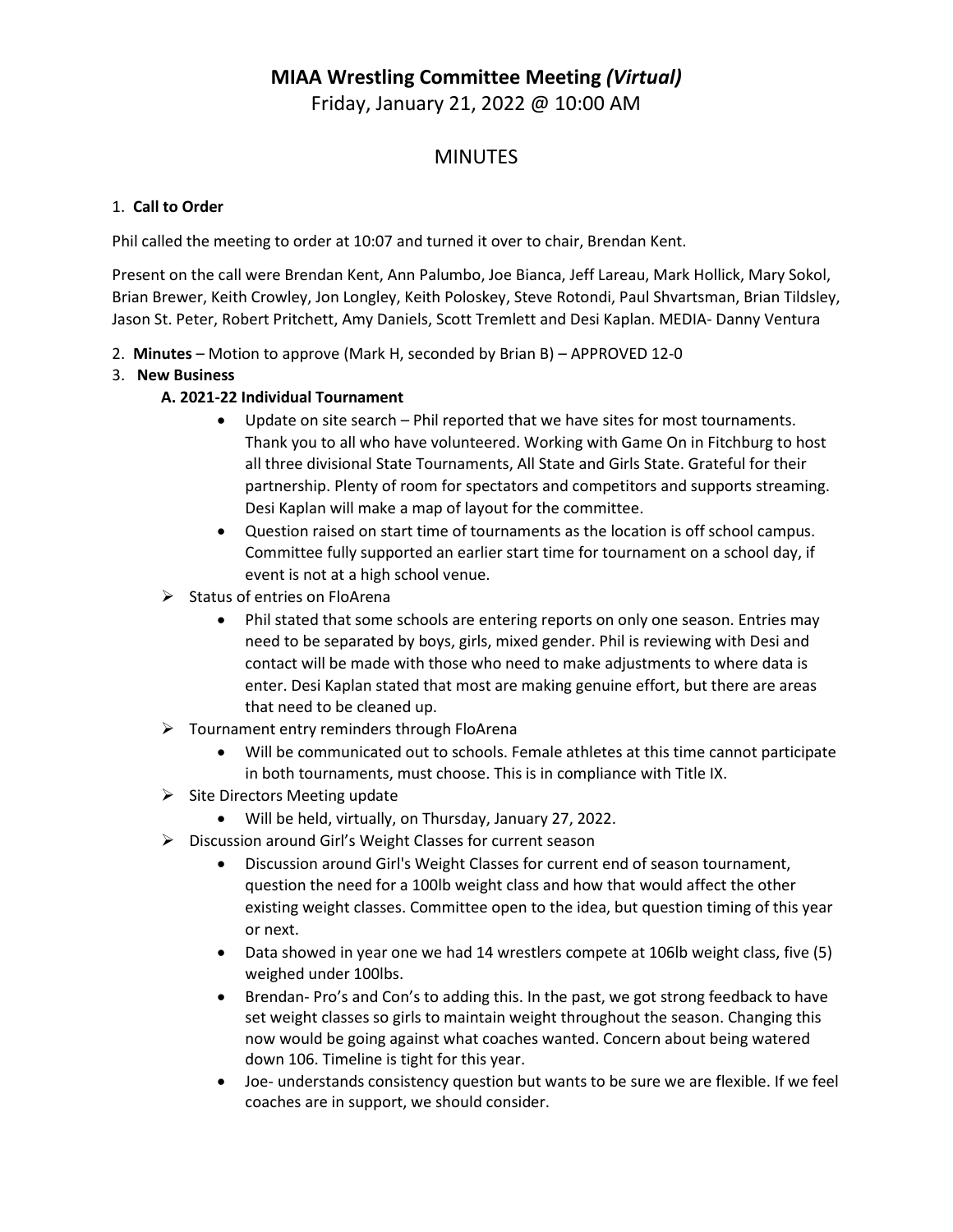# MIAA Wrestling Committee Meeting *(Virtual)*

Friday, January 21, 2022 @ 10:00 AM

## MINUTES

1. **Call to Order**

Phil called the meeting to order at 10:07 and turned it over to chair, Brendan Kent.

Present on the call were Brendan Kent, Ann Palumbo, Joe Bianca, Jeff Lareau, Mark Hollick, Mary Sokol, Brian Brewer, Keith Crowley, Jon Longley, Keith Poloskey, Steve Rotondi, Paul Shvartsman, Brian Tildsley, Jason St. Peter, Robert Pritchett, Amy Daniels, Scott Tremlett and Desi Kaplan. MEDIA- Danny Ventura

2. **Minutes** – Motion to approve (Mark H, seconded by Brian B) – APPROVED 12-0
3. **New Business**

   **A. 2021-22 Individual Tournament**

   - Update on site search – Phil reported that we have sites for most tournaments. Thank you to all who have volunteered. Working with Game On in Fitchburg to host all three divisional State Tournaments, All State and Girls State. Grateful for their partnership. Plenty of room for spectators and competitors and supports streaming. Desi Kaplan will make a map of layout for the committee.
   - Question raised on start time of tournaments as the location is off school campus. Committee fully supported an earlier start time for tournament on a school day, if event is not at a high school venue.

   - Status of entries on FloArena
     - Phil stated that some schools are entering reports on only one season. Entries may need to be separated by boys, girls, mixed gender. Phil is reviewing with Desi and contact will be made with those who need to make adjustments to where data is enter. Desi Kaplan stated that most are making genuine effort, but there are areas that need to be cleaned up.
   - Tournament entry reminders through FloArena
     - Will be communicated out to schools. Female athletes at this time cannot participate in both tournaments, must choose. This is in compliance with Title IX.
   - Site Directors Meeting update
     - Will be held, virtually, on Thursday, January 27, 2022.
   - Discussion around Girl's Weight Classes for current season
     - Discussion around Girl's Weight Classes for current end of season tournament, question the need for a 100lb weight class and how that would affect the other existing weight classes. Committee open to the idea, but question timing of this year or next.
     - Data showed in year one we had 14 wrestlers compete at 106lb weight class, five (5) weighed under 100lbs.
     - Brendan- Pro's and Con's to adding this. In the past, we got strong feedback to have set weight classes so girls to maintain weight throughout the season. Changing this now would be going against what coaches wanted. Concern about being watered down 106. Timeline is tight for this year.
     - Joe- understands consistency question but wants to be sure we are flexible. If we feel coaches are in support, we should consider.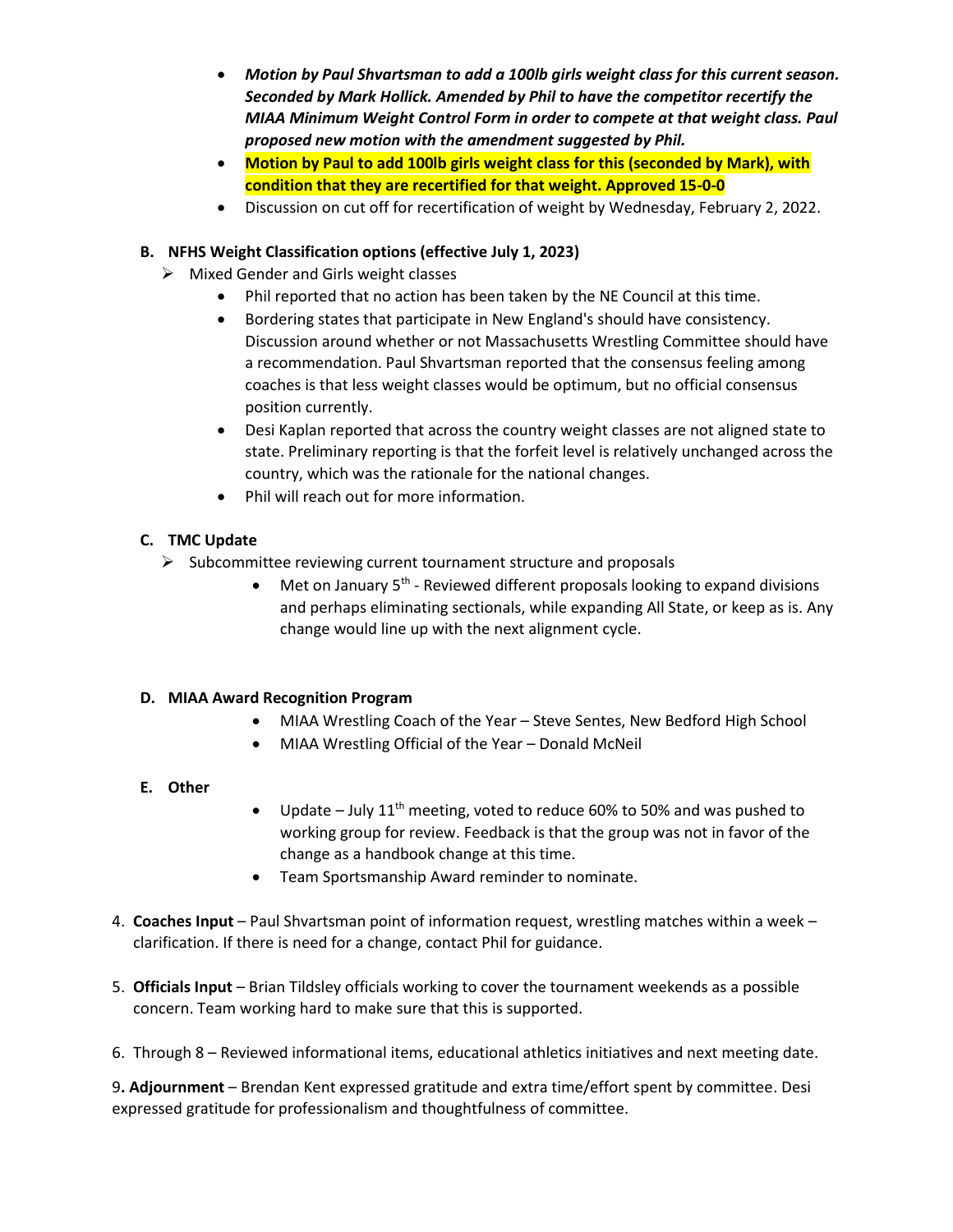- ***Motion by Paul Shvartsman to add a 100lb girls weight class for this current season. Seconded by Mark Hollick. Amended by Phil to have the competitor recertify the MIAA Minimum Weight Control Form in order to compete at that weight class. Paul proposed new motion with the amendment suggested by Phil.***
- **Motion by Paul to add 100lb girls weight class for this (seconded by Mark), with condition that they are recertified for that weight. Approved 15-0-0**
- Discussion on cut off for recertification of weight by Wednesday, February 2, 2022.

**B. NFHS Weight Classification options (effective July 1, 2023)**

- Mixed Gender and Girls weight classes
  - Phil reported that no action has been taken by the NE Council at this time.
  - Bordering states that participate in New England's should have consistency. Discussion around whether or not Massachusetts Wrestling Committee should have a recommendation. Paul Shvartsman reported that the consensus feeling among coaches is that less weight classes would be optimum, but no official consensus position currently.
  - Desi Kaplan reported that across the country weight classes are not aligned state to state. Preliminary reporting is that the forfeit level is relatively unchanged across the country, which was the rationale for the national changes.
  - Phil will reach out for more information.

**C. TMC Update**

- Subcommittee reviewing current tournament structure and proposals
  - Met on January 5th - Reviewed different proposals looking to expand divisions and perhaps eliminating sectionals, while expanding All State, or keep as is. Any change would line up with the next alignment cycle.

**D. MIAA Award Recognition Program**

- MIAA Wrestling Coach of the Year – Steve Sentes, New Bedford High School
- MIAA Wrestling Official of the Year – Donald McNeil

**E. Other**

- Update – July 11th meeting, voted to reduce 60% to 50% and was pushed to working group for review. Feedback is that the group was not in favor of the change as a handbook change at this time.
- Team Sportsmanship Award reminder to nominate.

4. **Coaches Input** – Paul Shvartsman point of information request, wrestling matches within a week – clarification. If there is need for a change, contact Phil for guidance.

5. **Officials Input** – Brian Tildsley officials working to cover the tournament weekends as a possible concern. Team working hard to make sure that this is supported.

6. Through 8 – Reviewed informational items, educational athletics initiatives and next meeting date.

9**. Adjournment** – Brendan Kent expressed gratitude and extra time/effort spent by committee. Desi expressed gratitude for professionalism and thoughtfulness of committee.